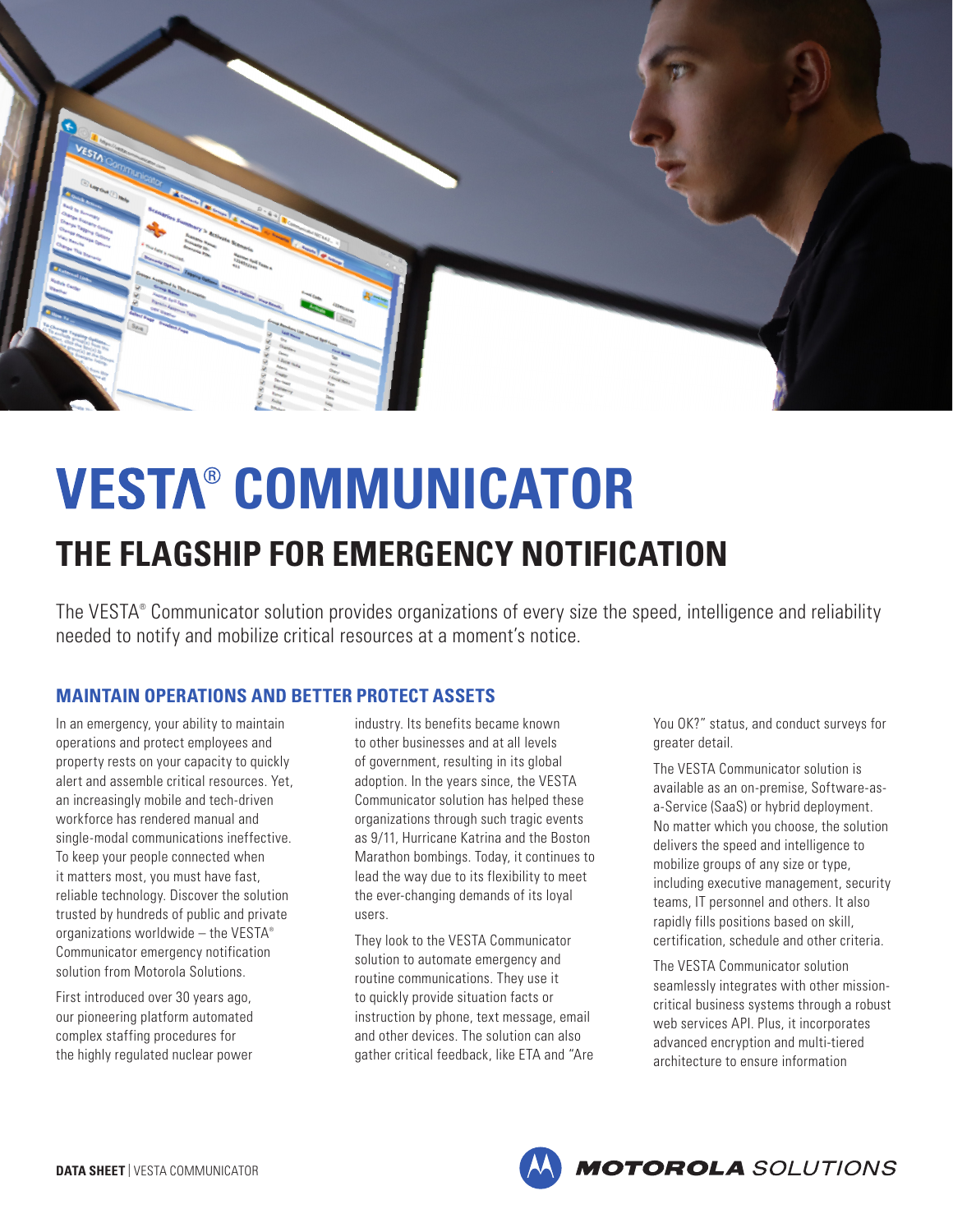# VESTA® COMMUNICATOR

## THE FLAGSHIP FOR EMERGENCY NOTIFICATION

The VESTA® Communicator solution provides organizations of every size the speed, intelligence and reliability needed to notify and mobilize critical resources at a moment's notice.

### MAINTAIN OPERATIONS AND BETTER PROTECT ASSETS

In an emergency, your ability to maintain operations and protect employees and property rests on your capacity to quickly alert and assemble critical resources. Yet, an increasingly mobile and tech-driven workforce has rendered manual and single-modal communications ineffective. To keep your people connected when it matters most, you must have fast, reliable technology. Discover the solution trusted by hundreds of public and private organizations worldwide – the VESTA® Communicator emergency notification solution from Motorola Solutions.

First introduced over 30 years ago, our pioneering platform automated complex staffing procedures for the highly regulated nuclear power industry. Its benefits became known to other businesses and at all levels of government, resulting in its global adoption. In the years since, the VESTA Communicator solution has helped these organizations through such tragic events as 9/11, Hurricane Katrina and the Boston Marathon bombings. Today, it continues to lead the way due to its flexibility to meet the ever-changing demands of its loyal users.

They look to the VESTA Communicator solution to automate emergency and routine communications. They use it to quickly provide situation facts or instruction by phone, text message, email and other devices. The solution can also gather critical feedback, like ETA and "Are You OK?" status, and conduct surveys for greater detail.

The VESTA Communicator solution is available as an on-premise, Software-as-a-Service (SaaS) or hybrid deployment. No matter which you choose, the solution delivers the speed and intelligence to mobilize groups of any size or type, including executive management, security teams, IT personnel and others. It also rapidly fills positions based on skill, certification, schedule and other criteria.

The VESTA Communicator solution seamlessly integrates with other mission-critical business systems through a robust web services API. Plus, it incorporates advanced encryption and multi-tiered architecture to ensure information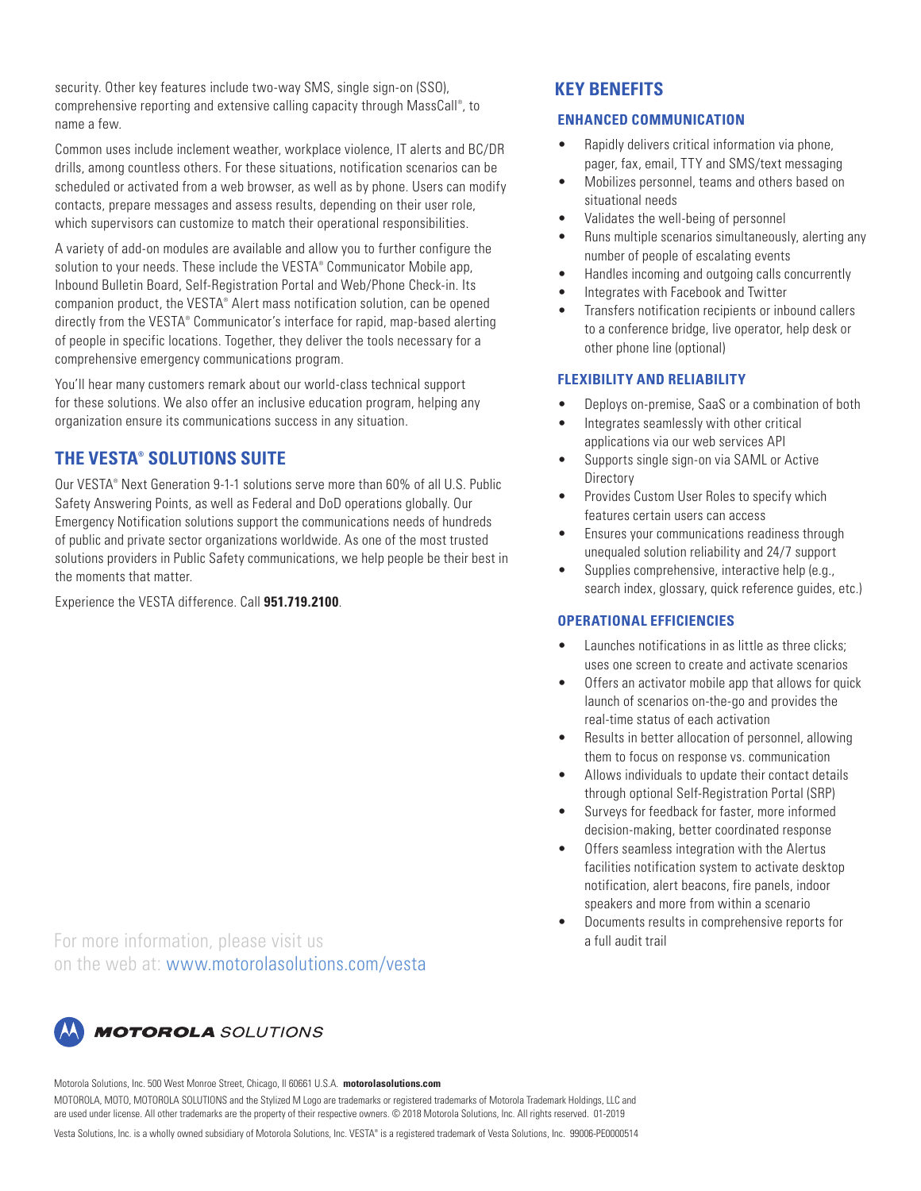security. Other key features include two-way SMS, single sign-on (SSO), comprehensive reporting and extensive calling capacity through MassCall®, to name a few.

Common uses include inclement weather, workplace violence, IT alerts and BC/DR drills, among countless others. For these situations, notification scenarios can be scheduled or activated from a web browser, as well as by phone. Users can modify contacts, prepare messages and assess results, depending on their user role, which supervisors can customize to match their operational responsibilities.

A variety of add-on modules are available and allow you to further configure the solution to your needs. These include the VESTA® Communicator Mobile app, Inbound Bulletin Board, Self-Registration Portal and Web/Phone Check-in. Its companion product, the VESTA® Alert mass notification solution, can be opened directly from the VESTA® Communicator's interface for rapid, map-based alerting of people in specific locations. Together, they deliver the tools necessary for a comprehensive emergency communications program.

You'll hear many customers remark about our world-class technical support for these solutions. We also offer an inclusive education program, helping any organization ensure its communications success in any situation.

## THE VESTA® SOLUTIONS SUITE

Our VESTA® Next Generation 9-1-1 solutions serve more than 60% of all U.S. Public Safety Answering Points, as well as Federal and DoD operations globally. Our Emergency Notification solutions support the communications needs of hundreds of public and private sector organizations worldwide. As one of the most trusted solutions providers in Public Safety communications, we help people be their best in the moments that matter.

Experience the VESTA difference. Call **951.719.2100**.

## KEY BENEFITS

### ENHANCED COMMUNICATION

- Rapidly delivers critical information via phone, pager, fax, email, TTY and SMS/text messaging
- Mobilizes personnel, teams and others based on situational needs
- Validates the well-being of personnel
- Runs multiple scenarios simultaneously, alerting any number of people of escalating events
- Handles incoming and outgoing calls concurrently
- Integrates with Facebook and Twitter
- Transfers notification recipients or inbound callers to a conference bridge, live operator, help desk or other phone line (optional)

### FLEXIBILITY AND RELIABILITY

- Deploys on-premise, SaaS or a combination of both
- Integrates seamlessly with other critical applications via our web services API
- Supports single sign-on via SAML or Active Directory
- Provides Custom User Roles to specify which features certain users can access
- Ensures your communications readiness through unequaled solution reliability and 24/7 support
- Supplies comprehensive, interactive help (e.g., search index, glossary, quick reference guides, etc.)

### OPERATIONAL EFFICIENCIES

- Launches notifications in as little as three clicks; uses one screen to create and activate scenarios
- Offers an activator mobile app that allows for quick launch of scenarios on-the-go and provides the real-time status of each activation
- Results in better allocation of personnel, allowing them to focus on response vs. communication
- Allows individuals to update their contact details through optional Self-Registration Portal (SRP)
- Surveys for feedback for faster, more informed decision-making, better coordinated response
- Offers seamless integration with the Alertus facilities notification system to activate desktop notification, alert beacons, fire panels, indoor speakers and more from within a scenario
- Documents results in comprehensive reports for a full audit trail

For more information, please visit us on the web at: www.motorolasolutions.com/vesta

**MOTOROLA** SOLUTIONS

Motorola Solutions, Inc. 500 West Monroe Street, Chicago, Il 60661 U.S.A. **motorolasolutions.com**

MOTOROLA, MOTO, MOTOROLA SOLUTIONS and the Stylized M Logo are trademarks or registered trademarks of Motorola Trademark Holdings, LLC and are used under license. All other trademarks are the property of their respective owners. © 2018 Motorola Solutions, Inc. All rights reserved. 01-2019

Vesta Solutions, Inc. is a wholly owned subsidiary of Motorola Solutions, Inc. VESTA® is a registered trademark of Vesta Solutions, Inc. 99006-PE0000514